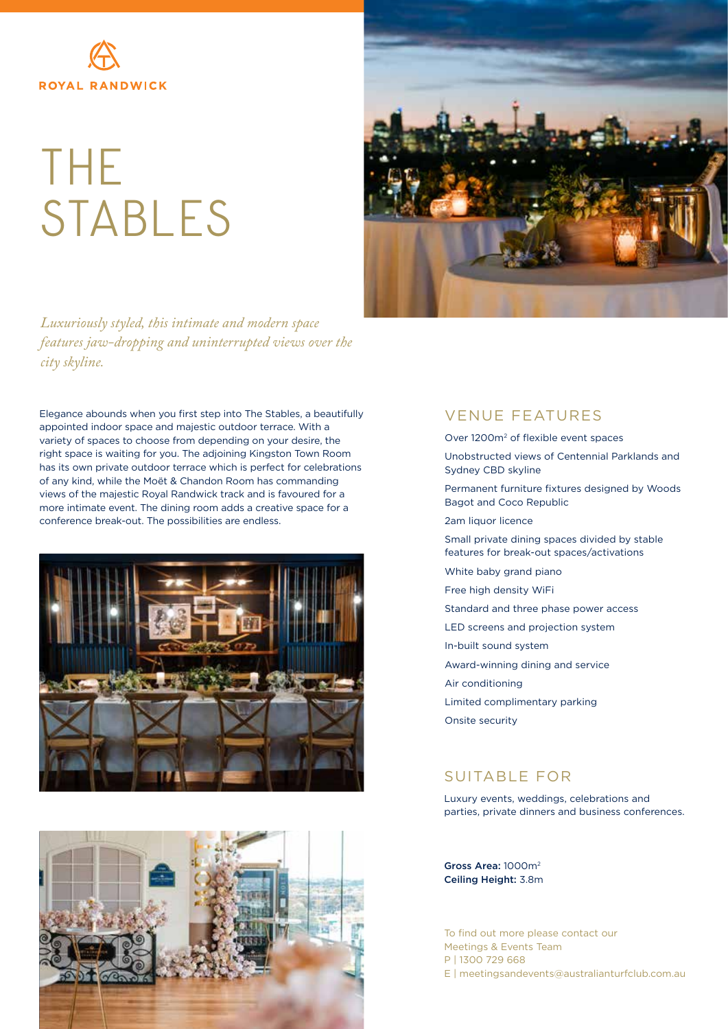ROYAL RANDWICK

# THE STABLES

*Luxuriously styled, this intimate and modern space features jaw-dropping and uninterrupted views over the city skyline.*

Elegance abounds when you first step into The Stables, a beautifully appointed indoor space and majestic outdoor terrace. With a variety of spaces to choose from depending on your desire, the right space is waiting for you. The adjoining Kingston Town Room has its own private outdoor terrace which is perfect for celebrations of any kind, while the Moët & Chandon Room has commanding views of the majestic Royal Randwick track and is favoured for a more intimate event. The dining room adds a creative space for a conference break-out. The possibilities are endless.

## VENUE FEATURES

Over 1200m$^2$ of flexible event spaces

Unobstructed views of Centennial Parklands and Sydney CBD skyline

Permanent furniture fixtures designed by Woods Bagot and Coco Republic

2am liquor licence

Small private dining spaces divided by stable features for break-out spaces/activations

White baby grand piano

Free high density WiFi

Standard and three phase power access

LED screens and projection system

In-built sound system

Award-winning dining and service

Air conditioning

Limited complimentary parking

Onsite security

## SUITABLE FOR

Luxury events, weddings, celebrations and parties, private dinners and business conferences.

**Gross Area:** 1000m$^2$
**Ceiling Height:** 3.8m

To find out more please contact our Meetings & Events Team
P | 1300 729 668
E | meetingsandevents@australianturfclub.com.au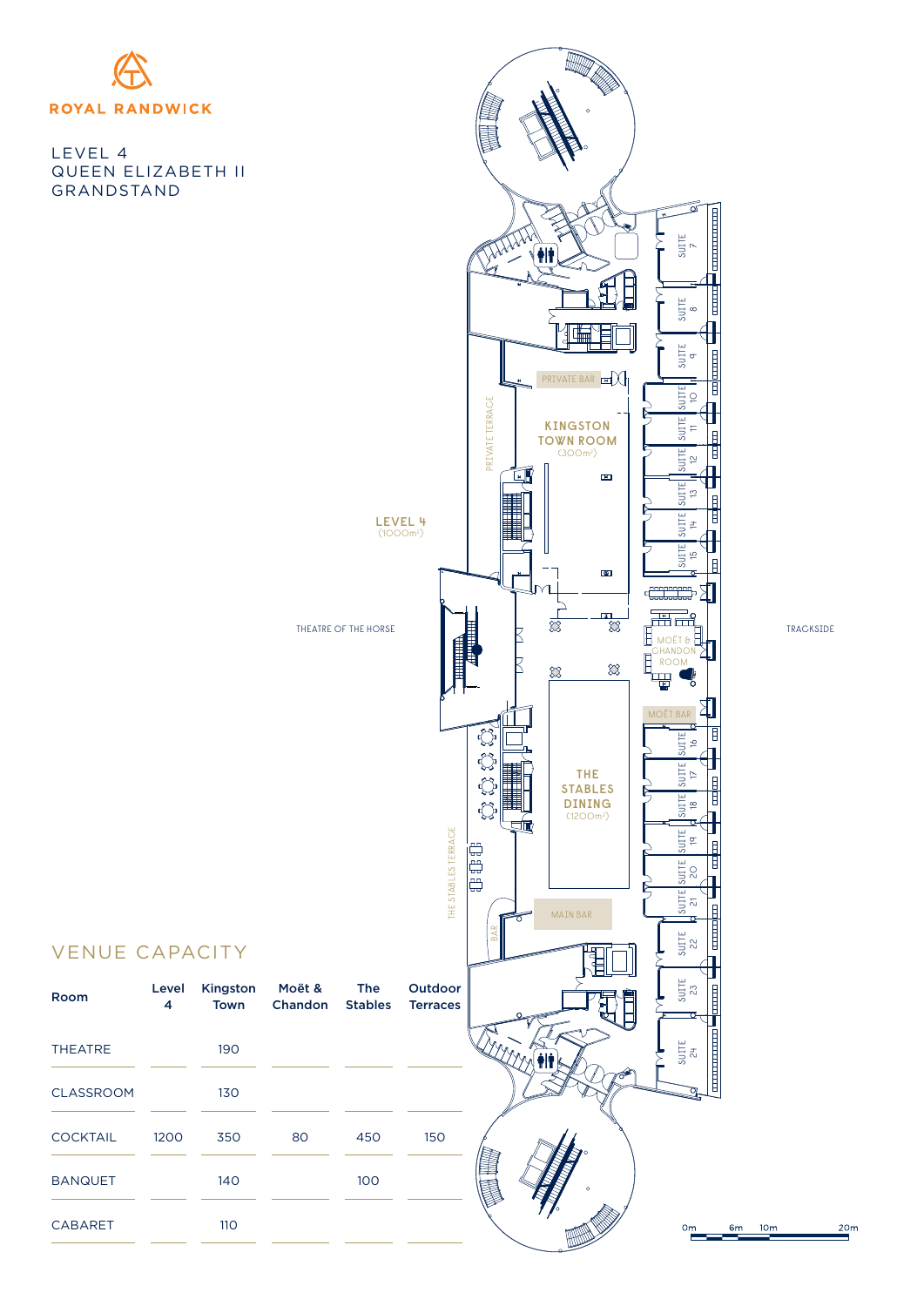ROYAL RANDWICK

# LEVEL 4 QUEEN ELIZABETH II GRANDSTAND

LEVEL 4 (1000m²)

THEATRE OF THE HORSE

TRACKSIDE

PRIVATE BAR

KINGSTON TOWN ROOM (300m²)

PRIVATE TERRACE

MOËT & CHANDON ROOM

MOËT BAR

THE STABLES DINING (1200m²)

THE STABLES TERRACE

MAIN BAR

BAR

SUITE 7, SUITE 8, SUITE 9, SUITE 10, SUITE 11, SUITE 12, SUITE 13, SUITE 14, SUITE 15, SUITE 16, SUITE 17, SUITE 18, SUITE 19, SUITE 20, SUITE 21, SUITE 22, SUITE 23, SUITE 24

0m 6m 10m 20m

## VENUE CAPACITY

| Room | Level 4 | Kingston Town | Moët & Chandon | The Stables | Outdoor Terraces |
|---|---|---|---|---|---|
| THEATRE | | 190 | | | |
| CLASSROOM | | 130 | | | |
| COCKTAIL | 1200 | 350 | 80 | 450 | 150 |
| BANQUET | | 140 | | 100 | |
| CABARET | | 110 | | | |